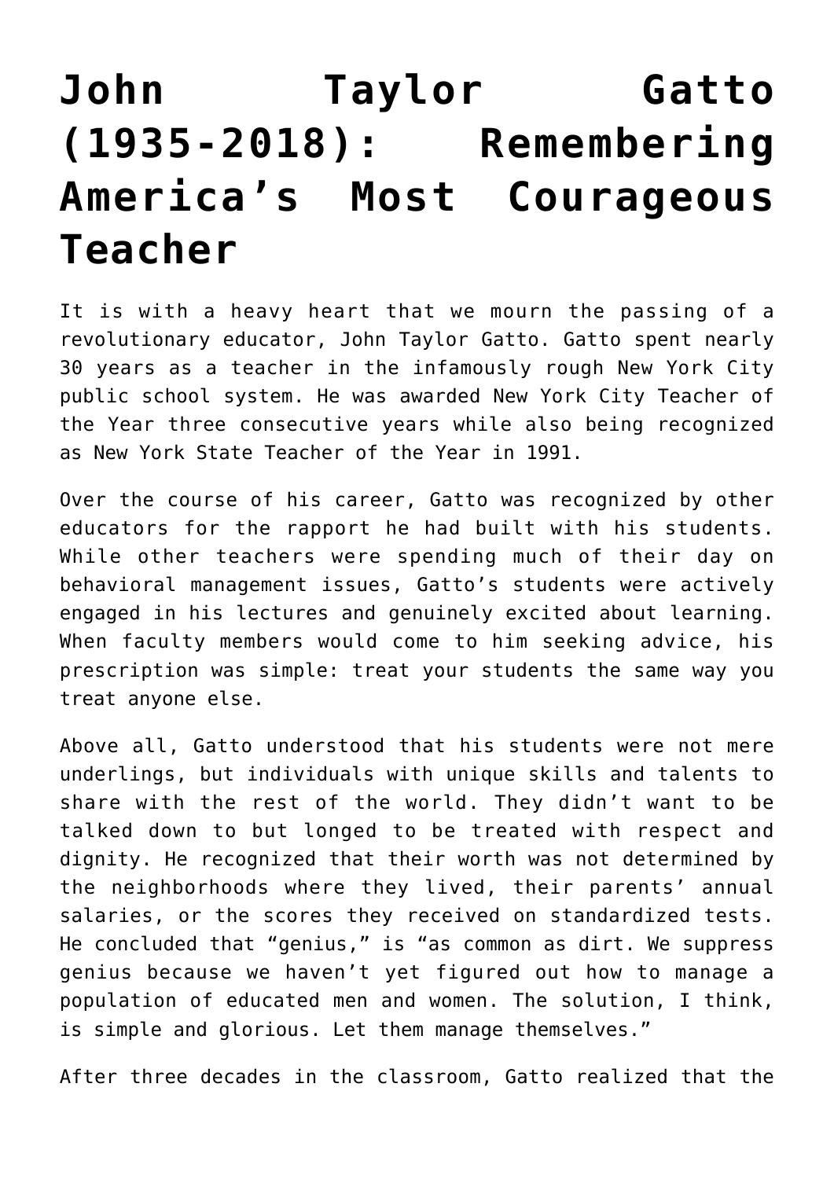# John Taylor Gatto (1935-2018): Remembering America's Most Courageous Teacher

It is with a heavy heart that we mourn the passing of a revolutionary educator, John Taylor Gatto. Gatto spent nearly 30 years as a teacher in the infamously rough New York City public school system. He was awarded New York City Teacher of the Year three consecutive years while also being recognized as New York State Teacher of the Year in 1991.

Over the course of his career, Gatto was recognized by other educators for the rapport he had built with his students. While other teachers were spending much of their day on behavioral management issues, Gatto's students were actively engaged in his lectures and genuinely excited about learning. When faculty members would come to him seeking advice, his prescription was simple: treat your students the same way you treat anyone else.

Above all, Gatto understood that his students were not mere underlings, but individuals with unique skills and talents to share with the rest of the world. They didn't want to be talked down to but longed to be treated with respect and dignity. He recognized that their worth was not determined by the neighborhoods where they lived, their parents' annual salaries, or the scores they received on standardized tests. He concluded that "genius," is "as common as dirt. We suppress genius because we haven't yet figured out how to manage a population of educated men and women. The solution, I think, is simple and glorious. Let them manage themselves."

After three decades in the classroom, Gatto realized that the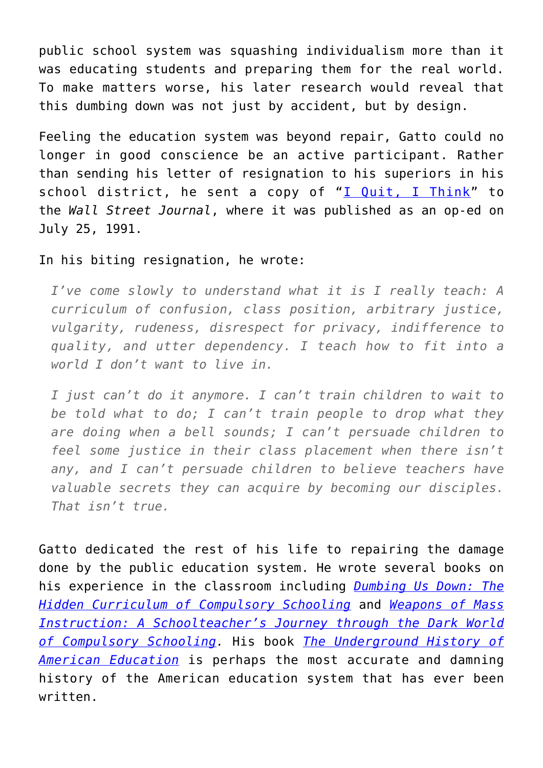public school system was squashing individualism more than it was educating students and preparing them for the real world. To make matters worse, his later research would reveal that this dumbing down was not just by accident, but by design.

Feeling the education system was beyond repair, Gatto could no longer in good conscience be an active participant. Rather than sending his letter of resignation to his superiors in his school district, he sent a copy of "I Quit, I Think" to the *Wall Street Journal*, where it was published as an op-ed on July 25, 1991.

In his biting resignation, he wrote:

> *I've come slowly to understand what it is I really teach: A curriculum of confusion, class position, arbitrary justice, vulgarity, rudeness, disrespect for privacy, indifference to quality, and utter dependency. I teach how to fit into a world I don't want to live in.*
>
> *I just can't do it anymore. I can't train children to wait to be told what to do; I can't train people to drop what they are doing when a bell sounds; I can't persuade children to feel some justice in their class placement when there isn't any, and I can't persuade children to believe teachers have valuable secrets they can acquire by becoming our disciples. That isn't true.*

Gatto dedicated the rest of his life to repairing the damage done by the public education system. He wrote several books on his experience in the classroom including *Dumbing Us Down: The Hidden Curriculum of Compulsory Schooling* and *Weapons of Mass Instruction: A Schoolteacher's Journey through the Dark World of Compulsory Schooling*. His book *The Underground History of American Education* is perhaps the most accurate and damning history of the American education system that has ever been written.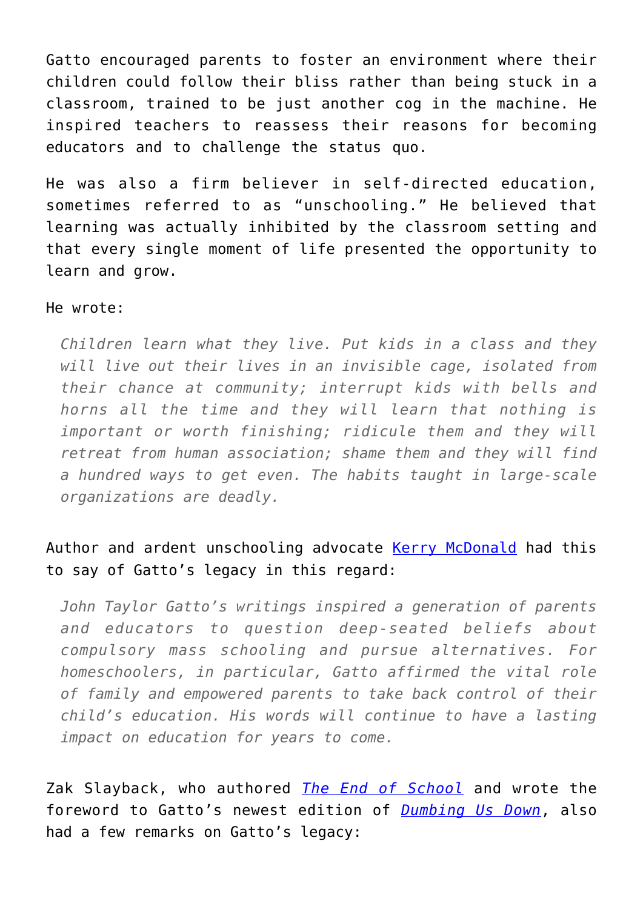Gatto encouraged parents to foster an environment where their children could follow their bliss rather than being stuck in a classroom, trained to be just another cog in the machine. He inspired teachers to reassess their reasons for becoming educators and to challenge the status quo.

He was also a firm believer in self-directed education, sometimes referred to as "unschooling." He believed that learning was actually inhibited by the classroom setting and that every single moment of life presented the opportunity to learn and grow.

He wrote:

> *Children learn what they live. Put kids in a class and they will live out their lives in an invisible cage, isolated from their chance at community; interrupt kids with bells and horns all the time and they will learn that nothing is important or worth finishing; ridicule them and they will retreat from human association; shame them and they will find a hundred ways to get even. The habits taught in large-scale organizations are deadly.*

Author and ardent unschooling advocate Kerry McDonald had this to say of Gatto's legacy in this regard:

> *John Taylor Gatto's writings inspired a generation of parents and educators to question deep-seated beliefs about compulsory mass schooling and pursue alternatives. For homeschoolers, in particular, Gatto affirmed the vital role of family and empowered parents to take back control of their child's education. His words will continue to have a lasting impact on education for years to come.*

Zak Slayback, who authored *The End of School* and wrote the foreword to Gatto's newest edition of *Dumbing Us Down*, also had a few remarks on Gatto's legacy: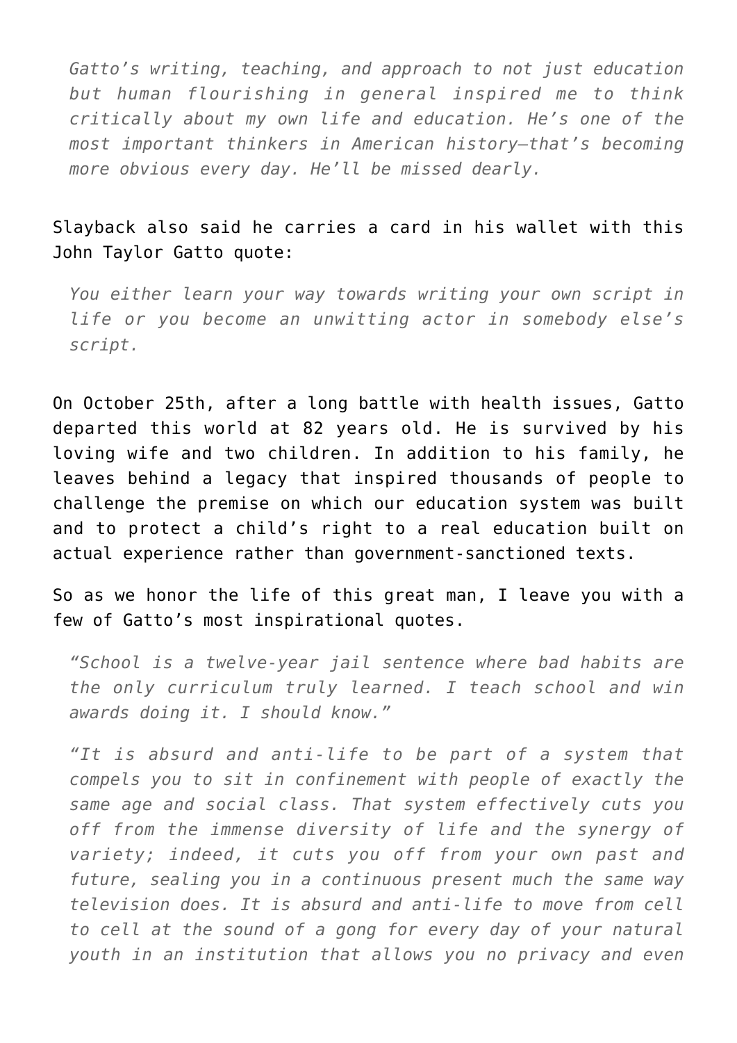> *Gatto's writing, teaching, and approach to not just education but human flourishing in general inspired me to think critically about my own life and education. He's one of the most important thinkers in American history—that's becoming more obvious every day. He'll be missed dearly.*

Slayback also said he carries a card in his wallet with this John Taylor Gatto quote:

> *You either learn your way towards writing your own script in life or you become an unwitting actor in somebody else's script.*

On October 25th, after a long battle with health issues, Gatto departed this world at 82 years old. He is survived by his loving wife and two children. In addition to his family, he leaves behind a legacy that inspired thousands of people to challenge the premise on which our education system was built and to protect a child's right to a real education built on actual experience rather than government-sanctioned texts.

So as we honor the life of this great man, I leave you with a few of Gatto's most inspirational quotes.

> *"School is a twelve-year jail sentence where bad habits are the only curriculum truly learned. I teach school and win awards doing it. I should know."*

> *"It is absurd and anti-life to be part of a system that compels you to sit in confinement with people of exactly the same age and social class. That system effectively cuts you off from the immense diversity of life and the synergy of variety; indeed, it cuts you off from your own past and future, sealing you in a continuous present much the same way television does. It is absurd and anti-life to move from cell to cell at the sound of a gong for every day of your natural youth in an institution that allows you no privacy and even*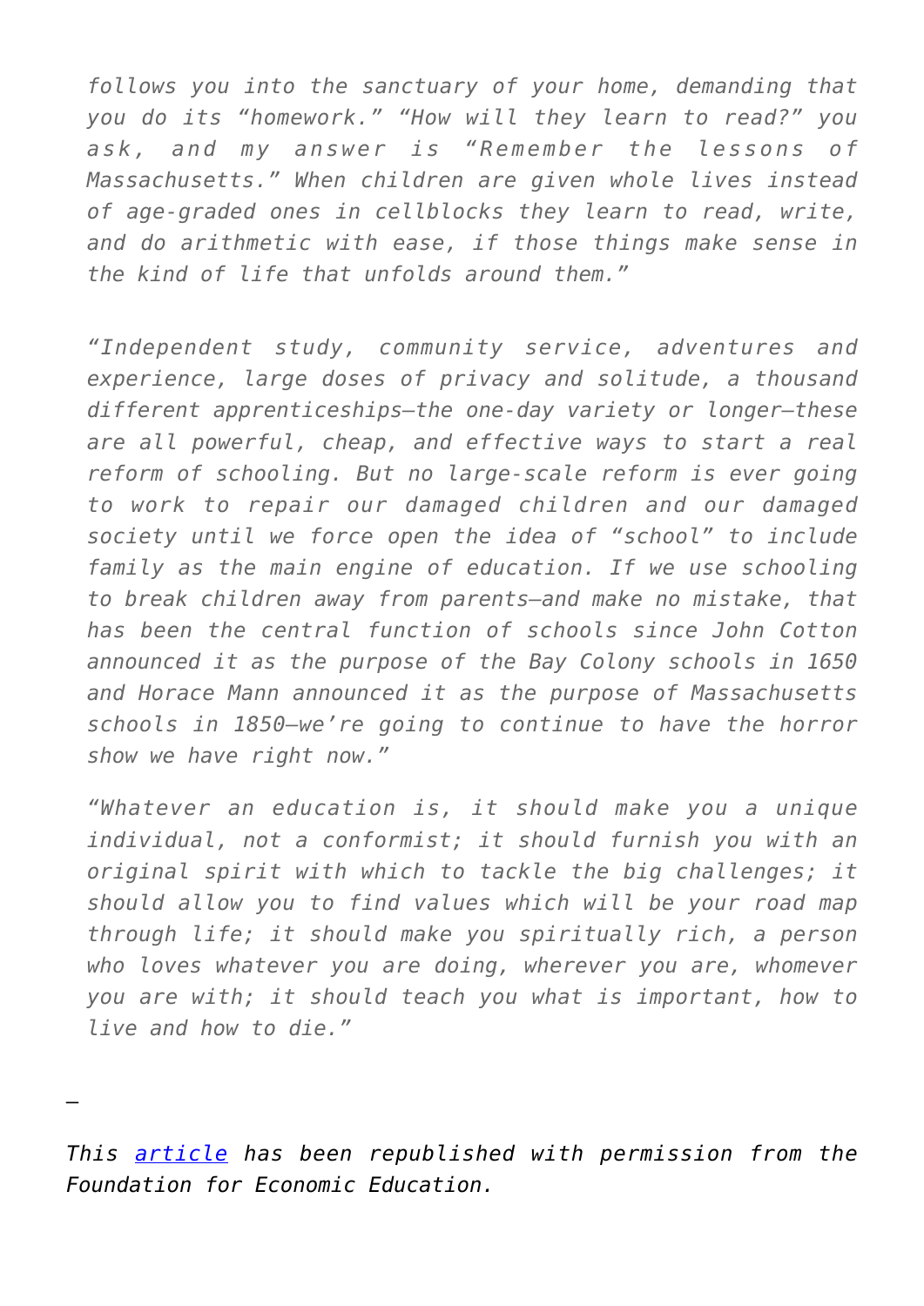*follows you into the sanctuary of your home, demanding that you do its "homework." "How will they learn to read?" you ask, and my answer is "Remember the lessons of Massachusetts." When children are given whole lives instead of age-graded ones in cellblocks they learn to read, write, and do arithmetic with ease, if those things make sense in the kind of life that unfolds around them."*

*"Independent study, community service, adventures and experience, large doses of privacy and solitude, a thousand different apprenticeships—the one-day variety or longer—these are all powerful, cheap, and effective ways to start a real reform of schooling. But no large-scale reform is ever going to work to repair our damaged children and our damaged society until we force open the idea of "school" to include family as the main engine of education. If we use schooling to break children away from parents—and make no mistake, that has been the central function of schools since John Cotton announced it as the purpose of the Bay Colony schools in 1650 and Horace Mann announced it as the purpose of Massachusetts schools in 1850—we're going to continue to have the horror show we have right now."*

*"Whatever an education is, it should make you a unique individual, not a conformist; it should furnish you with an original spirit with which to tackle the big challenges; it should allow you to find values which will be your road map through life; it should make you spiritually rich, a person who loves whatever you are doing, wherever you are, whomever you are with; it should teach you what is important, how to live and how to die."*

—

*This article has been republished with permission from the Foundation for Economic Education.*